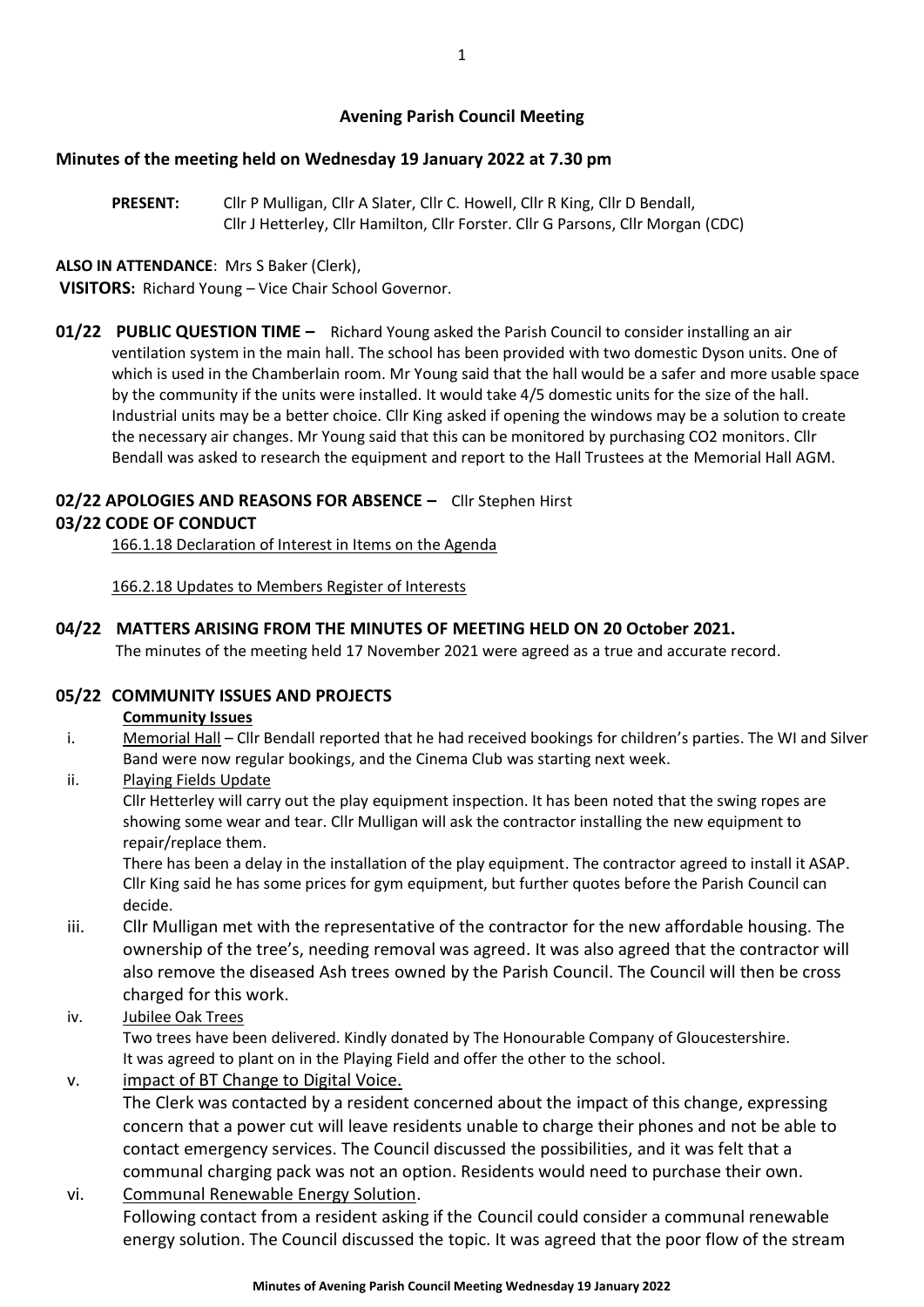# Avening Parish Council Meeting

## Minutes of the meeting held on Wednesday 19 January 2022 at 7.30 pm

**PRESENT:** Cllr P Mulligan, Cllr A Slater, Cllr C. Howell, Cllr R King, Cllr D Bendall, Cllr J Hetterley, Cllr Hamilton, Cllr Forster. Cllr G Parsons, Cllr Morgan (CDC)

**ALSO IN ATTENDANCE**: Mrs S Baker (Clerk),

**VISITORS:** Richard Young – Vice Chair School Governor.

**01/22 PUBLIC QUESTION TIME –** Richard Young asked the Parish Council to consider installing an air ventilation system in the main hall. The school has been provided with two domestic Dyson units. One of which is used in the Chamberlain room. Mr Young said that the hall would be a safer and more usable space by the community if the units were installed. It would take 4/5 domestic units for the size of the hall. Industrial units may be a better choice. Cllr King asked if opening the windows may be a solution to create the necessary air changes. Mr Young said that this can be monitored by purchasing CO2 monitors. Cllr Bendall was asked to research the equipment and report to the Hall Trustees at the Memorial Hall AGM.

**02/22 APOLOGIES AND REASONS FOR ABSENCE –** Cllr Stephen Hirst

**03/22 CODE OF CONDUCT**

166.1.18 Declaration of Interest in Items on the Agenda

166.2.18 Updates to Members Register of Interests

**04/22 MATTERS ARISING FROM THE MINUTES OF MEETING HELD ON 20 October 2021.**

The minutes of the meeting held 17 November 2021 were agreed as a true and accurate record.

**05/22 COMMUNITY ISSUES AND PROJECTS**

**Community Issues**

i. Memorial Hall – Cllr Bendall reported that he had received bookings for children's parties. The WI and Silver Band were now regular bookings, and the Cinema Club was starting next week.

ii. Playing Fields Update

Cllr Hetterley will carry out the play equipment inspection. It has been noted that the swing ropes are showing some wear and tear. Cllr Mulligan will ask the contractor installing the new equipment to repair/replace them.

There has been a delay in the installation of the play equipment. The contractor agreed to install it ASAP. Cllr King said he has some prices for gym equipment, but further quotes before the Parish Council can decide.

iii. Cllr Mulligan met with the representative of the contractor for the new affordable housing. The ownership of the tree's, needing removal was agreed. It was also agreed that the contractor will also remove the diseased Ash trees owned by the Parish Council. The Council will then be cross charged for this work.

iv. Jubilee Oak Trees

Two trees have been delivered. Kindly donated by The Honourable Company of Gloucestershire. It was agreed to plant on in the Playing Field and offer the other to the school.

v. impact of BT Change to Digital Voice.

The Clerk was contacted by a resident concerned about the impact of this change, expressing concern that a power cut will leave residents unable to charge their phones and not be able to contact emergency services. The Council discussed the possibilities, and it was felt that a communal charging pack was not an option. Residents would need to purchase their own.

vi. Communal Renewable Energy Solution.

Following contact from a resident asking if the Council could consider a communal renewable energy solution. The Council discussed the topic. It was agreed that the poor flow of the stream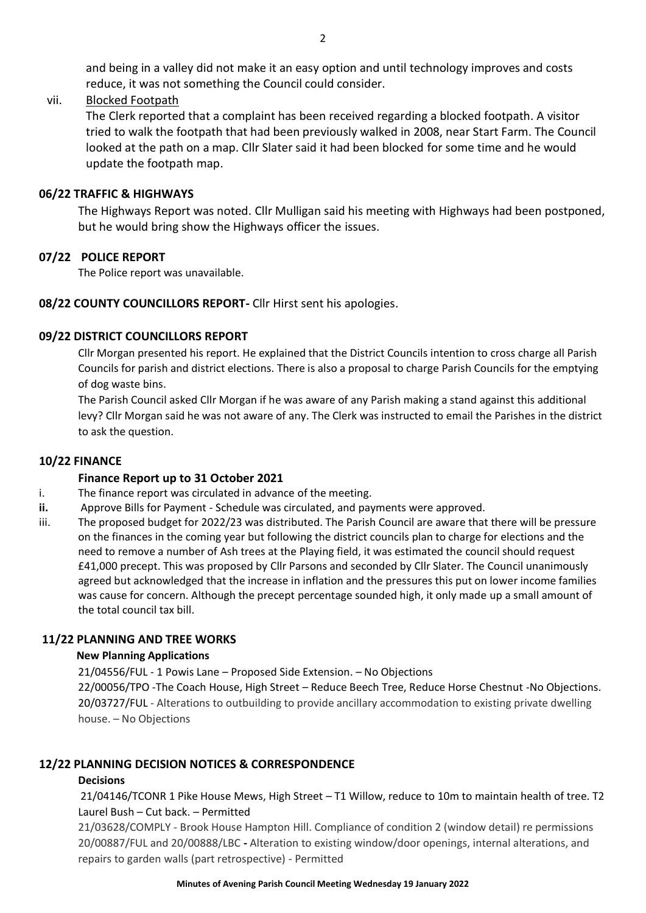and being in a valley did not make it an easy option and until technology improves and costs reduce, it was not something the Council could consider.

vii. Blocked Footpath

The Clerk reported that a complaint has been received regarding a blocked footpath. A visitor tried to walk the footpath that had been previously walked in 2008, near Start Farm. The Council looked at the path on a map. Cllr Slater said it had been blocked for some time and he would update the footpath map.

## 06/22 TRAFFIC & HIGHWAYS

The Highways Report was noted. Cllr Mulligan said his meeting with Highways had been postponed, but he would bring show the Highways officer the issues.

## 07/22 POLICE REPORT

The Police report was unavailable.

## 08/22 COUNTY COUNCILLORS REPORT- Cllr Hirst sent his apologies.

## 09/22 DISTRICT COUNCILLORS REPORT

Cllr Morgan presented his report. He explained that the District Councils intention to cross charge all Parish Councils for parish and district elections. There is also a proposal to charge Parish Councils for the emptying of dog waste bins.

The Parish Council asked Cllr Morgan if he was aware of any Parish making a stand against this additional levy? Cllr Morgan said he was not aware of any. The Clerk was instructed to email the Parishes in the district to ask the question.

## 10/22 FINANCE

### Finance Report up to 31 October 2021

i. The finance report was circulated in advance of the meeting.

**ii.** Approve Bills for Payment - Schedule was circulated, and payments were approved.

iii. The proposed budget for 2022/23 was distributed. The Parish Council are aware that there will be pressure on the finances in the coming year but following the district councils plan to charge for elections and the need to remove a number of Ash trees at the Playing field, it was estimated the council should request £41,000 precept. This was proposed by Cllr Parsons and seconded by Cllr Slater. The Council unanimously agreed but acknowledged that the increase in inflation and the pressures this put on lower income families was cause for concern. Although the precept percentage sounded high, it only made up a small amount of the total council tax bill.

## 11/22 PLANNING AND TREE WORKS

**New Planning Applications**

21/04556/FUL - 1 Powis Lane – Proposed Side Extension. – No Objections

22/00056/TPO -The Coach House, High Street – Reduce Beech Tree, Reduce Horse Chestnut -No Objections.

20/03727/FUL - Alterations to outbuilding to provide ancillary accommodation to existing private dwelling house. – No Objections

## 12/22 PLANNING DECISION NOTICES & CORRESPONDENCE

**Decisions**

21/04146/TCONR 1 Pike House Mews, High Street – T1 Willow, reduce to 10m to maintain health of tree. T2 Laurel Bush – Cut back. – Permitted

21/03628/COMPLY - Brook House Hampton Hill. Compliance of condition 2 (window detail) re permissions 20/00887/FUL and 20/00888/LBC **-** Alteration to existing window/door openings, internal alterations, and repairs to garden walls (part retrospective) - Permitted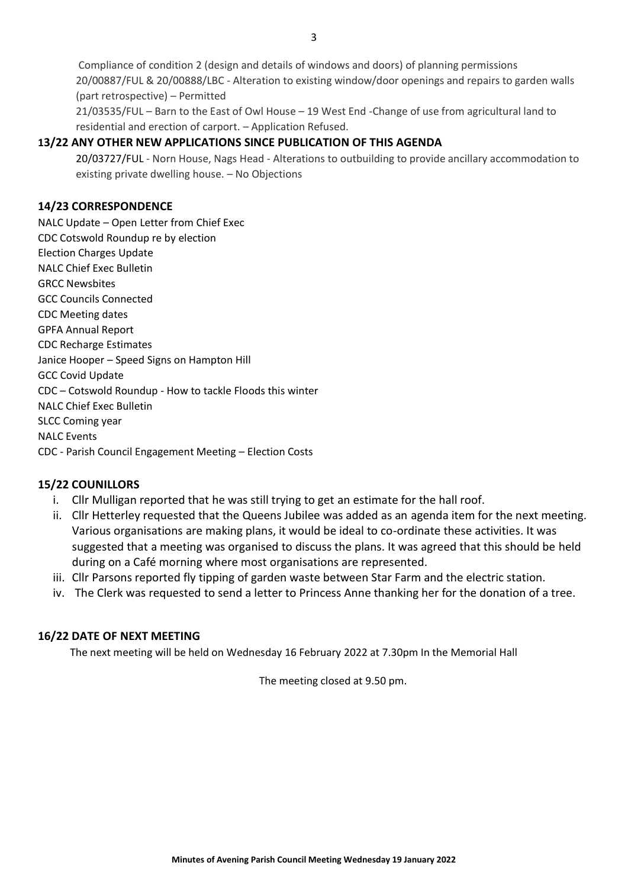Compliance of condition 2 (design and details of windows and doors) of planning permissions 20/00887/FUL & 20/00888/LBC - Alteration to existing window/door openings and repairs to garden walls (part retrospective) – Permitted

21/03535/FUL – Barn to the East of Owl House – 19 West End -Change of use from agricultural land to residential and erection of carport. – Application Refused.

### 13/22 ANY OTHER NEW APPLICATIONS SINCE PUBLICATION OF THIS AGENDA

20/03727/FUL - Norn House, Nags Head - Alterations to outbuilding to provide ancillary accommodation to existing private dwelling house. – No Objections

### 14/23 CORRESPONDENCE

NALC Update – Open Letter from Chief Exec
CDC Cotswold Roundup re by election
Election Charges Update
NALC Chief Exec Bulletin
GRCC Newsbites
GCC Councils Connected
CDC Meeting dates
GPFA Annual Report
CDC Recharge Estimates
Janice Hooper – Speed Signs on Hampton Hill
GCC Covid Update
CDC – Cotswold Roundup - How to tackle Floods this winter
NALC Chief Exec Bulletin
SLCC Coming year
NALC Events
CDC - Parish Council Engagement Meeting – Election Costs

### 15/22 COUNILLORS

i. Cllr Mulligan reported that he was still trying to get an estimate for the hall roof.
ii. Cllr Hetterley requested that the Queens Jubilee was added as an agenda item for the next meeting. Various organisations are making plans, it would be ideal to co-ordinate these activities. It was suggested that a meeting was organised to discuss the plans. It was agreed that this should be held during on a Café morning where most organisations are represented.
iii. Cllr Parsons reported fly tipping of garden waste between Star Farm and the electric station.
iv. The Clerk was requested to send a letter to Princess Anne thanking her for the donation of a tree.

### 16/22 DATE OF NEXT MEETING

The next meeting will be held on Wednesday 16 February 2022 at 7.30pm In the Memorial Hall

The meeting closed at 9.50 pm.